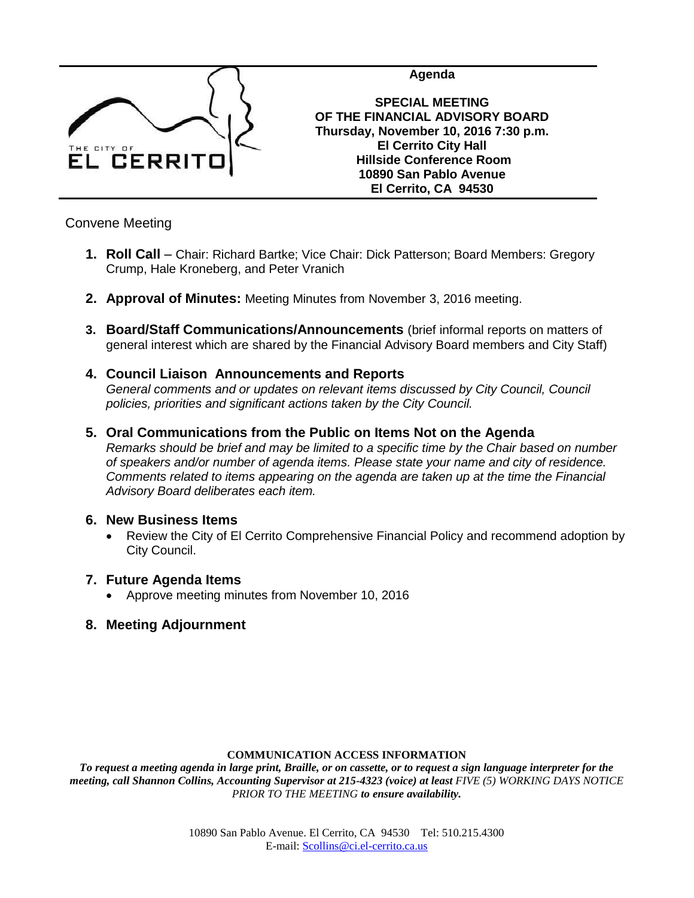THE CITY OF EL CERRITO

**Agenda**

**SPECIAL MEETING OF THE FINANCIAL ADVISORY BOARD**
**Thursday, November 10, 2016 7:30 p.m.**
**El Cerrito City Hall**
**Hillside Conference Room**
**10890 San Pablo Avenue**
**El Cerrito, CA 94530**

Convene Meeting

1. **Roll Call** – Chair: Richard Bartke; Vice Chair: Dick Patterson; Board Members: Gregory Crump, Hale Kroneberg, and Peter Vranich

2. **Approval of Minutes:** Meeting Minutes from November 3, 2016 meeting.

3. **Board/Staff Communications/Announcements** (brief informal reports on matters of general interest which are shared by the Financial Advisory Board members and City Staff)

4. **Council Liaison Announcements and Reports**
   *General comments and or updates on relevant items discussed by City Council, Council policies, priorities and significant actions taken by the City Council.*

5. **Oral Communications from the Public on Items Not on the Agenda**
   *Remarks should be brief and may be limited to a specific time by the Chair based on number of speakers and/or number of agenda items. Please state your name and city of residence. Comments related to items appearing on the agenda are taken up at the time the Financial Advisory Board deliberates each item.*

6. **New Business Items**
   - Review the City of El Cerrito Comprehensive Financial Policy and recommend adoption by City Council.

7. **Future Agenda Items**
   - Approve meeting minutes from November 10, 2016

8. **Meeting Adjournment**

**COMMUNICATION ACCESS INFORMATION**

***To request a meeting agenda in large print, Braille, or on cassette, or to request a sign language interpreter for the meeting, call Shannon Collins, Accounting Supervisor at 215-4323 (voice) at least** FIVE (5) WORKING DAYS NOTICE PRIOR TO THE MEETING **to ensure availability.***

10890 San Pablo Avenue. El Cerrito, CA 94530 Tel: 510.215.4300
E-mail: Scollins@ci.el-cerrito.ca.us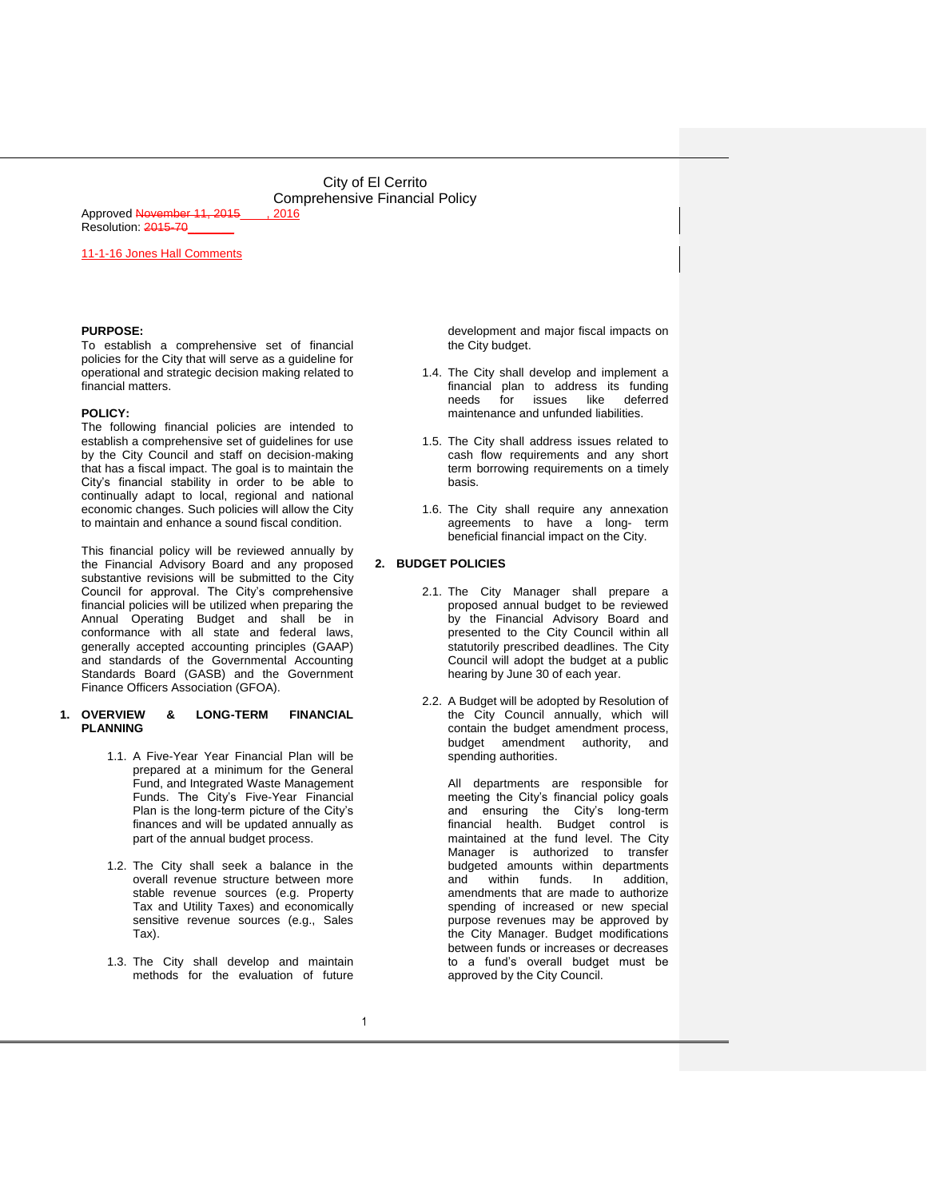# City of El Cerrito
## Comprehensive Financial Policy

Approved ~~November 11, 2015~~ ____, 2016
Resolution: ~~2015-70~~ _______

11-1-16 Jones Hall Comments

**PURPOSE:**
To establish a comprehensive set of financial policies for the City that will serve as a guideline for operational and strategic decision making related to financial matters.

**POLICY:**
The following financial policies are intended to establish a comprehensive set of guidelines for use by the City Council and staff on decision-making that has a fiscal impact. The goal is to maintain the City's financial stability in order to be able to continually adapt to local, regional and national economic changes. Such policies will allow the City to maintain and enhance a sound fiscal condition.

This financial policy will be reviewed annually by the Financial Advisory Board and any proposed substantive revisions will be submitted to the City Council for approval. The City's comprehensive financial policies will be utilized when preparing the Annual Operating Budget and shall be in conformance with all state and federal laws, generally accepted accounting principles (GAAP) and standards of the Governmental Accounting Standards Board (GASB) and the Government Finance Officers Association (GFOA).

**1. OVERVIEW & LONG-TERM FINANCIAL PLANNING**

1.1. A Five-Year Year Financial Plan will be prepared at a minimum for the General Fund, and Integrated Waste Management Funds. The City's Five-Year Financial Plan is the long-term picture of the City's finances and will be updated annually as part of the annual budget process.

1.2. The City shall seek a balance in the overall revenue structure between more stable revenue sources (e.g. Property Tax and Utility Taxes) and economically sensitive revenue sources (e.g., Sales Tax).

1.3. The City shall develop and maintain methods for the evaluation of future development and major fiscal impacts on the City budget.

1.4. The City shall develop and implement a financial plan to address its funding needs for issues like deferred maintenance and unfunded liabilities.

1.5. The City shall address issues related to cash flow requirements and any short term borrowing requirements on a timely basis.

1.6. The City shall require any annexation agreements to have a long- term beneficial financial impact on the City.

**2. BUDGET POLICIES**

2.1. The City Manager shall prepare a proposed annual budget to be reviewed by the Financial Advisory Board and presented to the City Council within all statutorily prescribed deadlines. The City Council will adopt the budget at a public hearing by June 30 of each year.

2.2. A Budget will be adopted by Resolution of the City Council annually, which will contain the budget amendment process, budget amendment authority, and spending authorities.

All departments are responsible for meeting the City's financial policy goals and ensuring the City's long-term financial health. Budget control is maintained at the fund level. The City Manager is authorized to transfer budgeted amounts within departments and within funds. In addition, amendments that are made to authorize spending of increased or new special purpose revenues may be approved by the City Manager. Budget modifications between funds or increases or decreases to a fund's overall budget must be approved by the City Council.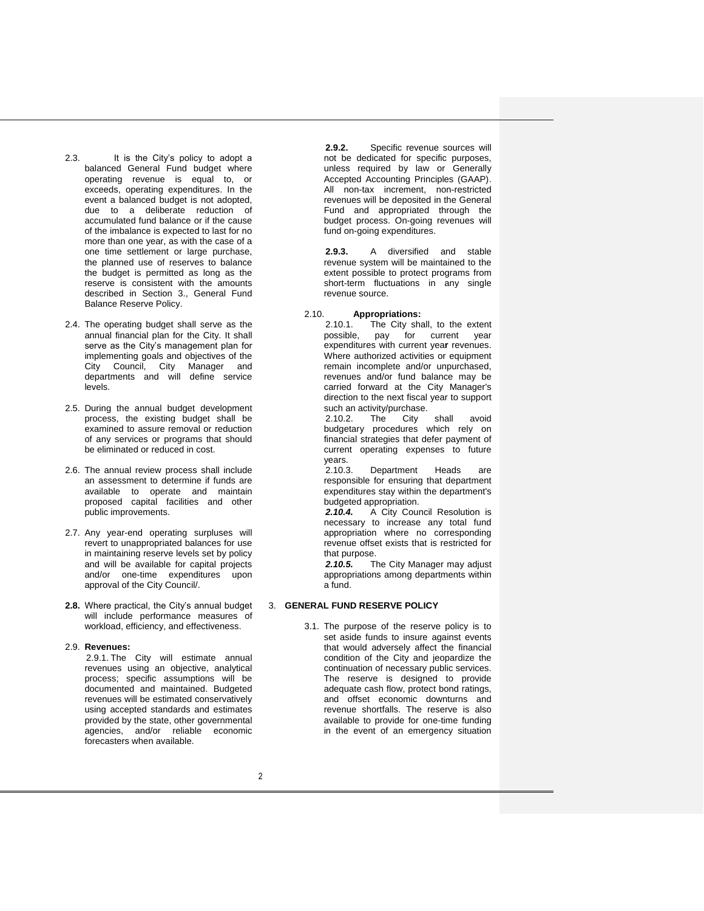2.3. It is the City's policy to adopt a balanced General Fund budget where operating revenue is equal to, or exceeds, operating expenditures. In the event a balanced budget is not adopted, due to a deliberate reduction of accumulated fund balance or if the cause of the imbalance is expected to last for no more than one year, as with the case of a one time settlement or large purchase, the planned use of reserves to balance the budget is permitted as long as the reserve is consistent with the amounts described in Section 3., General Fund Balance Reserve Policy.

2.4. The operating budget shall serve as the annual financial plan for the City. It shall serve as the City's management plan for implementing goals and objectives of the City Council, City Manager and departments and will define service levels.

2.5. During the annual budget development process, the existing budget shall be examined to assure removal or reduction of any services or programs that should be eliminated or reduced in cost.

2.6. The annual review process shall include an assessment to determine if funds are available to operate and maintain proposed capital facilities and other public improvements.

2.7. Any year-end operating surpluses will revert to unappropriated balances for use in maintaining reserve levels set by policy and will be available for capital projects and/or one-time expenditures upon approval of the City Council/.

**2.8.** Where practical, the City's annual budget will include performance measures of workload, efficiency, and effectiveness.

2.9. **Revenues:**

2.9.1. The City will estimate annual revenues using an objective, analytical process; specific assumptions will be documented and maintained. Budgeted revenues will be estimated conservatively using accepted standards and estimates provided by the state, other governmental agencies, and/or reliable economic forecasters when available.

**2.9.2.** Specific revenue sources will not be dedicated for specific purposes, unless required by law or Generally Accepted Accounting Principles (GAAP). All non-tax increment, non-restricted revenues will be deposited in the General Fund and appropriated through the budget process. On-going revenues will fund on-going expenditures.

**2.9.3.** A diversified and stable revenue system will be maintained to the extent possible to protect programs from short-term fluctuations in any single revenue source.

2.10. **Appropriations:**

2.10.1. The City shall, to the extent possible, pay for current year expenditures with current year revenues. Where authorized activities or equipment remain incomplete and/or unpurchased, revenues and/or fund balance may be carried forward at the City Manager's direction to the next fiscal year to support such an activity/purchase.

2.10.2. The City shall avoid budgetary procedures which rely on financial strategies that defer payment of current operating expenses to future years.

2.10.3. Department Heads are responsible for ensuring that department expenditures stay within the department's budgeted appropriation.

***2.10.4.*** A City Council Resolution is necessary to increase any total fund appropriation where no corresponding revenue offset exists that is restricted for that purpose.

***2.10.5.*** The City Manager may adjust appropriations among departments within a fund.

## 3. GENERAL FUND RESERVE POLICY

3.1. The purpose of the reserve policy is to set aside funds to insure against events that would adversely affect the financial condition of the City and jeopardize the continuation of necessary public services. The reserve is designed to provide adequate cash flow, protect bond ratings, and offset economic downturns and revenue shortfalls. The reserve is also available to provide for one-time funding in the event of an emergency situation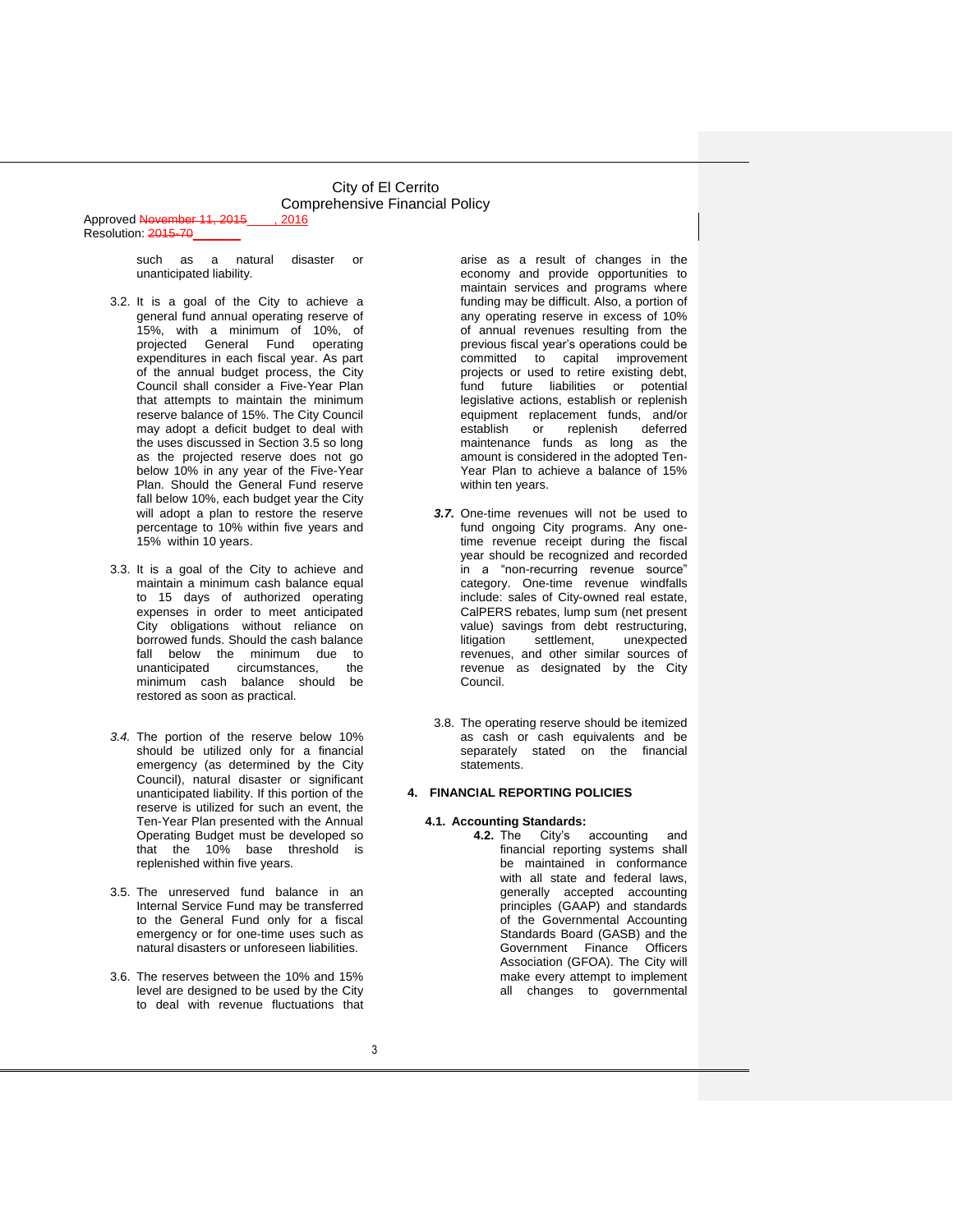such as a natural disaster or unanticipated liability.

3.2. It is a goal of the City to achieve a general fund annual operating reserve of 15%, with a minimum of 10%, of projected General Fund operating expenditures in each fiscal year. As part of the annual budget process, the City Council shall consider a Five-Year Plan that attempts to maintain the minimum reserve balance of 15%. The City Council may adopt a deficit budget to deal with the uses discussed in Section 3.5 so long as the projected reserve does not go below 10% in any year of the Five-Year Plan. Should the General Fund reserve fall below 10%, each budget year the City will adopt a plan to restore the reserve percentage to 10% within five years and 15% within 10 years.

3.3. It is a goal of the City to achieve and maintain a minimum cash balance equal to 15 days of authorized operating expenses in order to meet anticipated City obligations without reliance on borrowed funds. Should the cash balance fall below the minimum due to unanticipated circumstances, the minimum cash balance should be restored as soon as practical.

*3.4.* The portion of the reserve below 10% should be utilized only for a financial emergency (as determined by the City Council), natural disaster or significant unanticipated liability. If this portion of the reserve is utilized for such an event, the Ten-Year Plan presented with the Annual Operating Budget must be developed so that the 10% base threshold is replenished within five years.

3.5. The unreserved fund balance in an Internal Service Fund may be transferred to the General Fund only for a fiscal emergency or for one-time uses such as natural disasters or unforeseen liabilities.

3.6. The reserves between the 10% and 15% level are designed to be used by the City to deal with revenue fluctuations that arise as a result of changes in the economy and provide opportunities to maintain services and programs where funding may be difficult. Also, a portion of any operating reserve in excess of 10% of annual revenues resulting from the previous fiscal year's operations could be committed to capital improvement projects or used to retire existing debt, fund future liabilities or potential legislative actions, establish or replenish equipment replacement funds, and/or establish or replenish deferred maintenance funds as long as the amount is considered in the adopted Ten-Year Plan to achieve a balance of 15% within ten years.

***3.7.*** One-time revenues will not be used to fund ongoing City programs. Any one-time revenue receipt during the fiscal year should be recognized and recorded in a "non-recurring revenue source" category. One-time revenue windfalls include: sales of City-owned real estate, CalPERS rebates, lump sum (net present value) savings from debt restructuring, litigation settlement, unexpected revenues, and other similar sources of revenue as designated by the City Council.

3.8. The operating reserve should be itemized as cash or cash equivalents and be separately stated on the financial statements.

## 4. FINANCIAL REPORTING POLICIES

**4.1. Accounting Standards:**

**4.2.** The City's accounting and financial reporting systems shall be maintained in conformance with all state and federal laws, generally accepted accounting principles (GAAP) and standards of the Governmental Accounting Standards Board (GASB) and the Government Finance Officers Association (GFOA). The City will make every attempt to implement all changes to governmental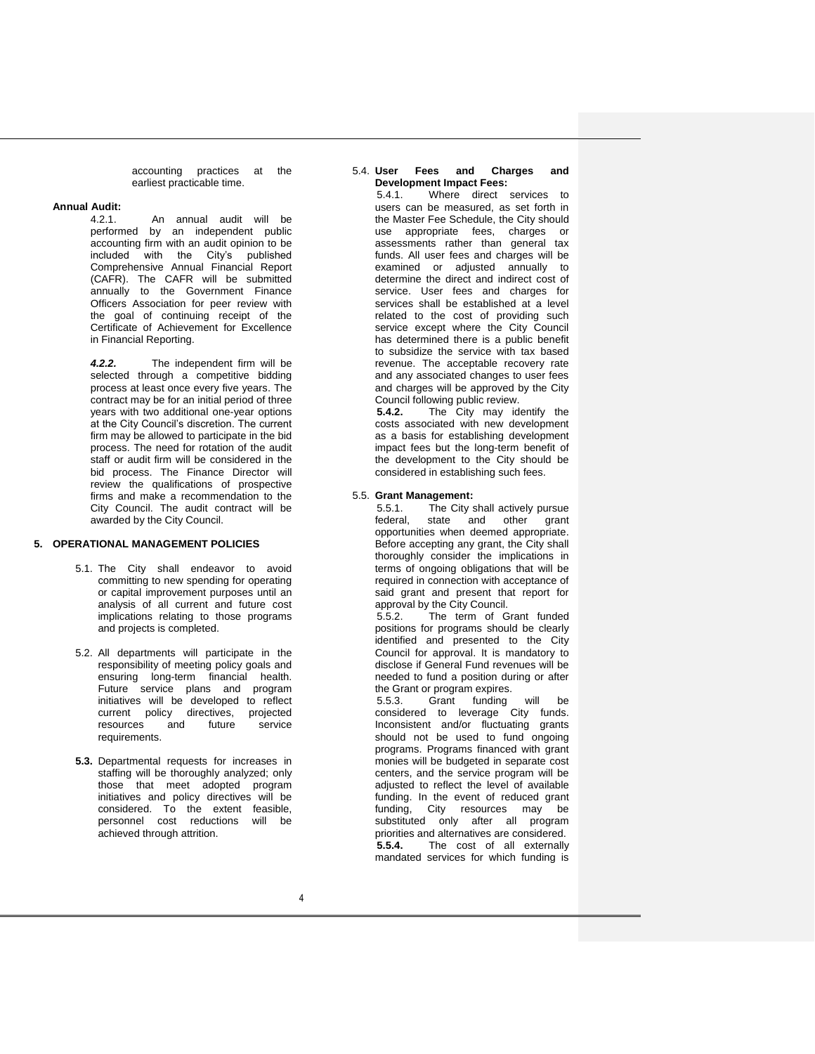accounting practices at the earliest practicable time.

**Annual Audit:**

4.2.1. An annual audit will be performed by an independent public accounting firm with an audit opinion to be included with the City's published Comprehensive Annual Financial Report (CAFR). The CAFR will be submitted annually to the Government Finance Officers Association for peer review with the goal of continuing receipt of the Certificate of Achievement for Excellence in Financial Reporting.

***4.2.2.*** The independent firm will be selected through a competitive bidding process at least once every five years. The contract may be for an initial period of three years with two additional one-year options at the City Council's discretion. The current firm may be allowed to participate in the bid process. The need for rotation of the audit staff or audit firm will be considered in the bid process. The Finance Director will review the qualifications of prospective firms and make a recommendation to the City Council. The audit contract will be awarded by the City Council.

## 5. OPERATIONAL MANAGEMENT POLICIES

5.1. The City shall endeavor to avoid committing to new spending for operating or capital improvement purposes until an analysis of all current and future cost implications relating to those programs and projects is completed.

5.2. All departments will participate in the responsibility of meeting policy goals and ensuring long-term financial health. Future service plans and program initiatives will be developed to reflect current policy directives, projected resources and future service requirements.

**5.3.** Departmental requests for increases in staffing will be thoroughly analyzed; only those that meet adopted program initiatives and policy directives will be considered. To the extent feasible, personnel cost reductions will be achieved through attrition.

5.4. **User Fees and Charges and Development Impact Fees:**

5.4.1. Where direct services to users can be measured, as set forth in the Master Fee Schedule, the City should use appropriate fees, charges or assessments rather than general tax funds. All user fees and charges will be examined or adjusted annually to determine the direct and indirect cost of service. User fees and charges for services shall be established at a level related to the cost of providing such service except where the City Council has determined there is a public benefit to subsidize the service with tax based revenue. The acceptable recovery rate and any associated changes to user fees and charges will be approved by the City Council following public review.

**5.4.2.** The City may identify the costs associated with new development as a basis for establishing development impact fees but the long-term benefit of the development to the City should be considered in establishing such fees.

5.5. **Grant Management:**

5.5.1. The City shall actively pursue federal, state and other grant opportunities when deemed appropriate. Before accepting any grant, the City shall thoroughly consider the implications in terms of ongoing obligations that will be required in connection with acceptance of said grant and present that report for approval by the City Council.

5.5.2. The term of Grant funded positions for programs should be clearly identified and presented to the City Council for approval. It is mandatory to disclose if General Fund revenues will be needed to fund a position during or after the Grant or program expires.

5.5.3. Grant funding will be considered to leverage City funds. Inconsistent and/or fluctuating grants should not be used to fund ongoing programs. Programs financed with grant monies will be budgeted in separate cost centers, and the service program will be adjusted to reflect the level of available funding. In the event of reduced grant funding, City resources may be substituted only after all program priorities and alternatives are considered.

**5.5.4.** The cost of all externally mandated services for which funding is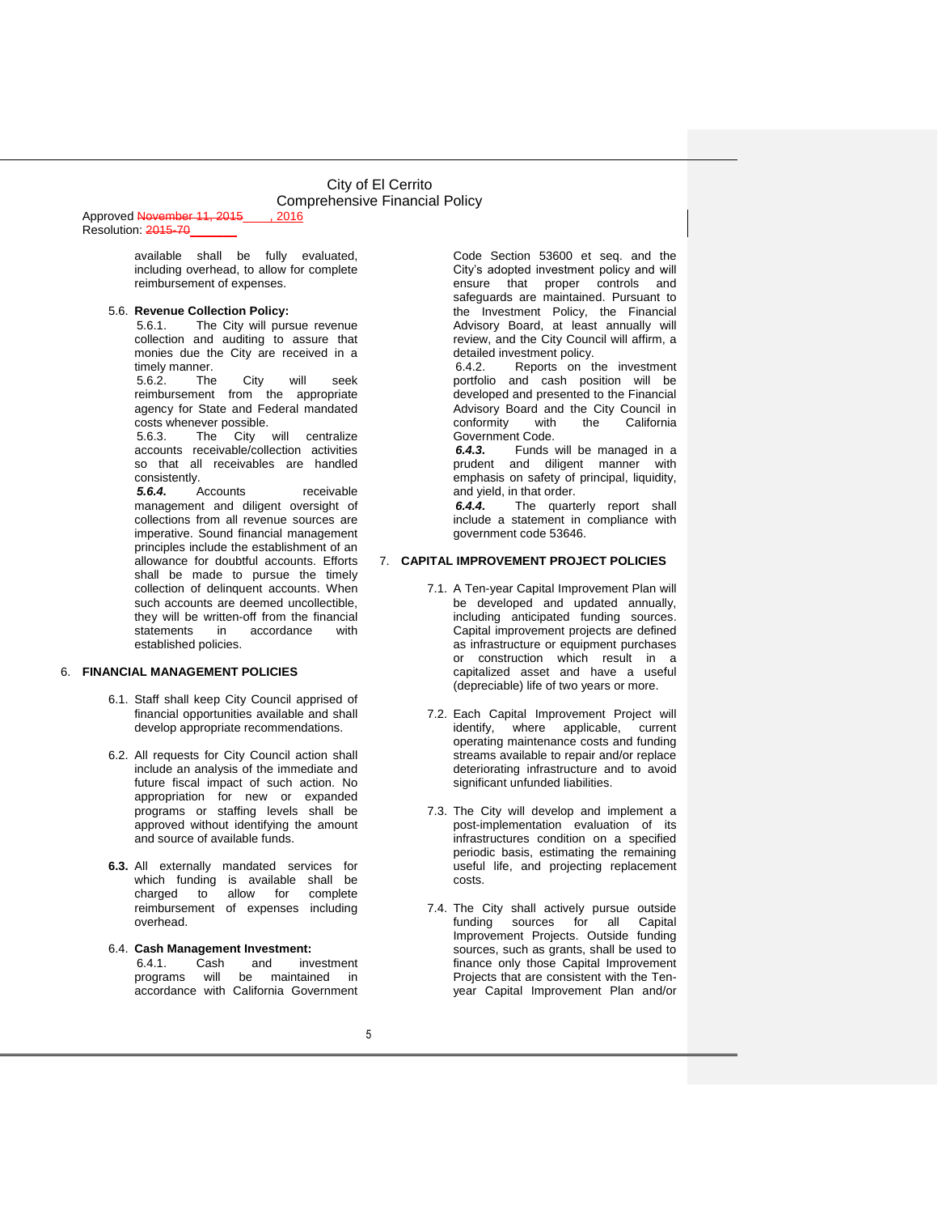available shall be fully evaluated, including overhead, to allow for complete reimbursement of expenses.

5.6. **Revenue Collection Policy:**

5.6.1. The City will pursue revenue collection and auditing to assure that monies due the City are received in a timely manner.

5.6.2. The City will seek reimbursement from the appropriate agency for State and Federal mandated costs whenever possible.

5.6.3. The City will centralize accounts receivable/collection activities so that all receivables are handled consistently.

***5.6.4.*** Accounts receivable management and diligent oversight of collections from all revenue sources are imperative. Sound financial management principles include the establishment of an allowance for doubtful accounts. Efforts shall be made to pursue the timely collection of delinquent accounts. When such accounts are deemed uncollectible, they will be written-off from the financial statements in accordance with established policies.

## 6. FINANCIAL MANAGEMENT POLICIES

6.1. Staff shall keep City Council apprised of financial opportunities available and shall develop appropriate recommendations.

6.2. All requests for City Council action shall include an analysis of the immediate and future fiscal impact of such action. No appropriation for new or expanded programs or staffing levels shall be approved without identifying the amount and source of available funds.

**6.3.** All externally mandated services for which funding is available shall be charged to allow for complete reimbursement of expenses including overhead.

6.4. **Cash Management Investment:**

6.4.1. Cash and investment programs will be maintained in accordance with California Government Code Section 53600 et seq. and the City's adopted investment policy and will ensure that proper controls and safeguards are maintained. Pursuant to the Investment Policy, the Financial Advisory Board, at least annually will review, and the City Council will affirm, a detailed investment policy.

6.4.2. Reports on the investment portfolio and cash position will be developed and presented to the Financial Advisory Board and the City Council in conformity with the California Government Code.

***6.4.3.*** Funds will be managed in a prudent and diligent manner with emphasis on safety of principal, liquidity, and yield, in that order.

***6.4.4.*** The quarterly report shall include a statement in compliance with government code 53646.

## 7. CAPITAL IMPROVEMENT PROJECT POLICIES

7.1. A Ten-year Capital Improvement Plan will be developed and updated annually, including anticipated funding sources. Capital improvement projects are defined as infrastructure or equipment purchases or construction which result in a capitalized asset and have a useful (depreciable) life of two years or more.

7.2. Each Capital Improvement Project will identify, where applicable, current operating maintenance costs and funding streams available to repair and/or replace deteriorating infrastructure and to avoid significant unfunded liabilities.

7.3. The City will develop and implement a post-implementation evaluation of its infrastructures condition on a specified periodic basis, estimating the remaining useful life, and projecting replacement costs.

7.4. The City shall actively pursue outside funding sources for all Capital Improvement Projects. Outside funding sources, such as grants, shall be used to finance only those Capital Improvement Projects that are consistent with the Ten-year Capital Improvement Plan and/or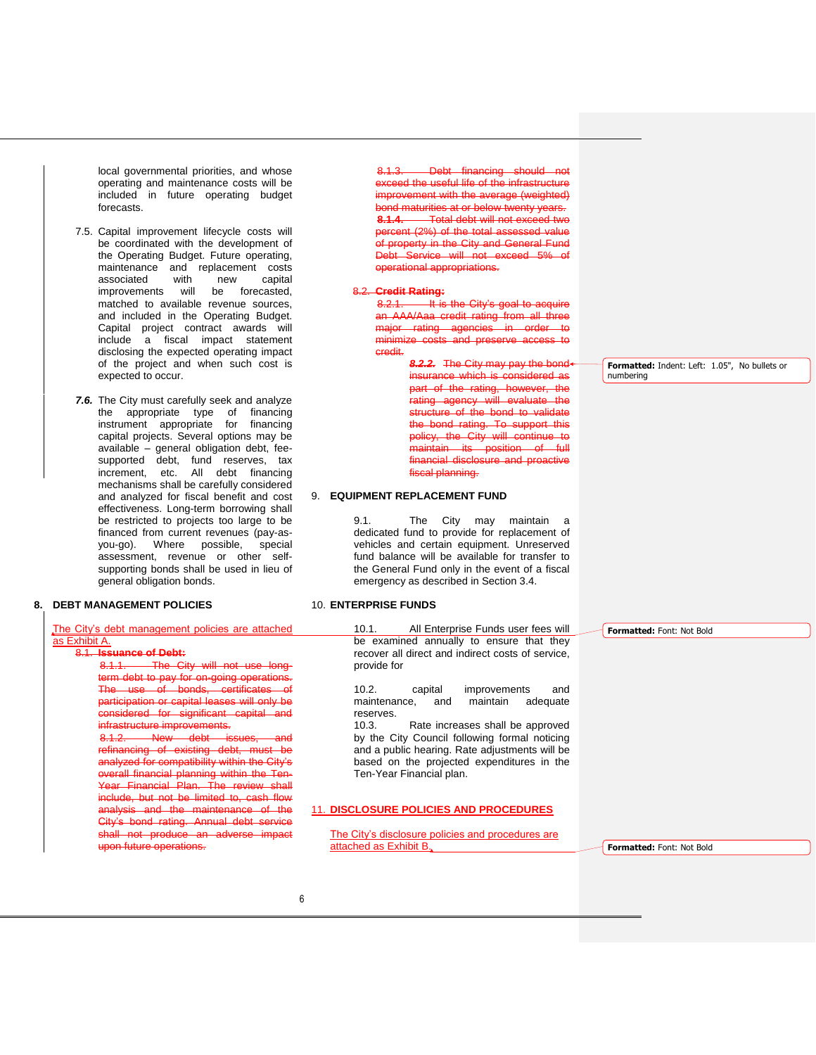local governmental priorities, and whose operating and maintenance costs will be included in future operating budget forecasts.

7.5. Capital improvement lifecycle costs will be coordinated with the development of the Operating Budget. Future operating, maintenance and replacement costs associated with new capital improvements will be forecasted, matched to available revenue sources, and included in the Operating Budget. Capital project contract awards will include a fiscal impact statement disclosing the expected operating impact of the project and when such cost is expected to occur.

***7.6.*** The City must carefully seek and analyze the appropriate type of financing instrument appropriate for financing capital projects. Several options may be available – general obligation debt, fee-supported debt, fund reserves, tax increment, etc. All debt financing mechanisms shall be carefully considered and analyzed for fiscal benefit and cost effectiveness. Long-term borrowing shall be restricted to projects too large to be financed from current revenues (pay-as-you-go). Where possible, special assessment, revenue or other self-supporting bonds shall be used in lieu of general obligation bonds.

## 8. DEBT MANAGEMENT POLICIES

The City's debt management policies are attached as Exhibit A.

~~8.1. **Issuance of Debt:**~~

~~8.1.1. The City will not use long-term debt to pay for on-going operations. The use of bonds, certificates of participation or capital leases will only be considered for significant capital and infrastructure improvements.~~

~~8.1.2. New debt issues, and refinancing of existing debt, must be analyzed for compatibility within the City's overall financial planning within the Ten-Year Financial Plan. The review shall include, but not be limited to, cash flow analysis and the maintenance of the City's bond rating. Annual debt service shall not produce an adverse impact upon future operations.~~

~~8.1.3. Debt financing should not exceed the useful life of the infrastructure improvement with the average (weighted) bond maturities at or below twenty years.~~

~~**8.1.4.** Total debt will not exceed two percent (2%) of the total assessed value of property in the City and General Fund Debt Service will not exceed 5% of operational appropriations.~~

~~8.2. **Credit Rating:**~~

~~8.2.1. It is the City's goal to acquire an AAA/Aaa credit rating from all three major rating agencies in order to minimize costs and preserve access to credit.~~

~~***8.2.2.*** The City may pay the bond insurance which is considered as part of the rating, however, the rating agency will evaluate the structure of the bond to validate the bond rating. To support this policy, the City will continue to maintain its position of full financial disclosure and proactive fiscal planning.~~

## 9. EQUIPMENT REPLACEMENT FUND

9.1. The City may maintain a dedicated fund to provide for replacement of vehicles and certain equipment. Unreserved fund balance will be available for transfer to the General Fund only in the event of a fiscal emergency as described in Section 3.4.

## 10. ENTERPRISE FUNDS

10.1. All Enterprise Funds user fees will be examined annually to ensure that they recover all direct and indirect costs of service, provide for

10.2. capital improvements and maintenance, and maintain adequate reserves.

10.3. Rate increases shall be approved by the City Council following formal noticing and a public hearing. Rate adjustments will be based on the projected expenditures in the Ten-Year Financial plan.

## 11. DISCLOSURE POLICIES AND PROCEDURES

The City's disclosure policies and procedures are attached as Exhibit B.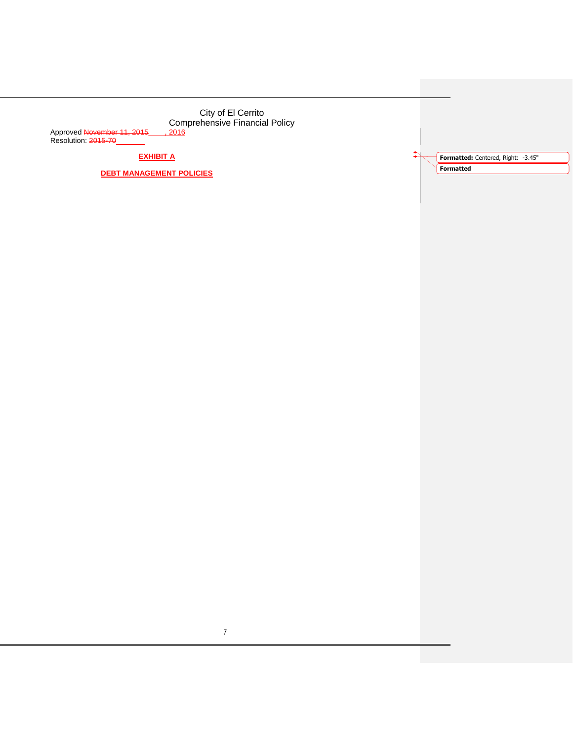City of El Cerrito
Comprehensive Financial Policy

Approved ~~November 11, 2015~~ \_\_\_\_, 2016
Resolution: ~~2015-70~~ \_\_\_\_\_\_\_

**EXHIBIT A**

**DEBT MANAGEMENT POLICIES**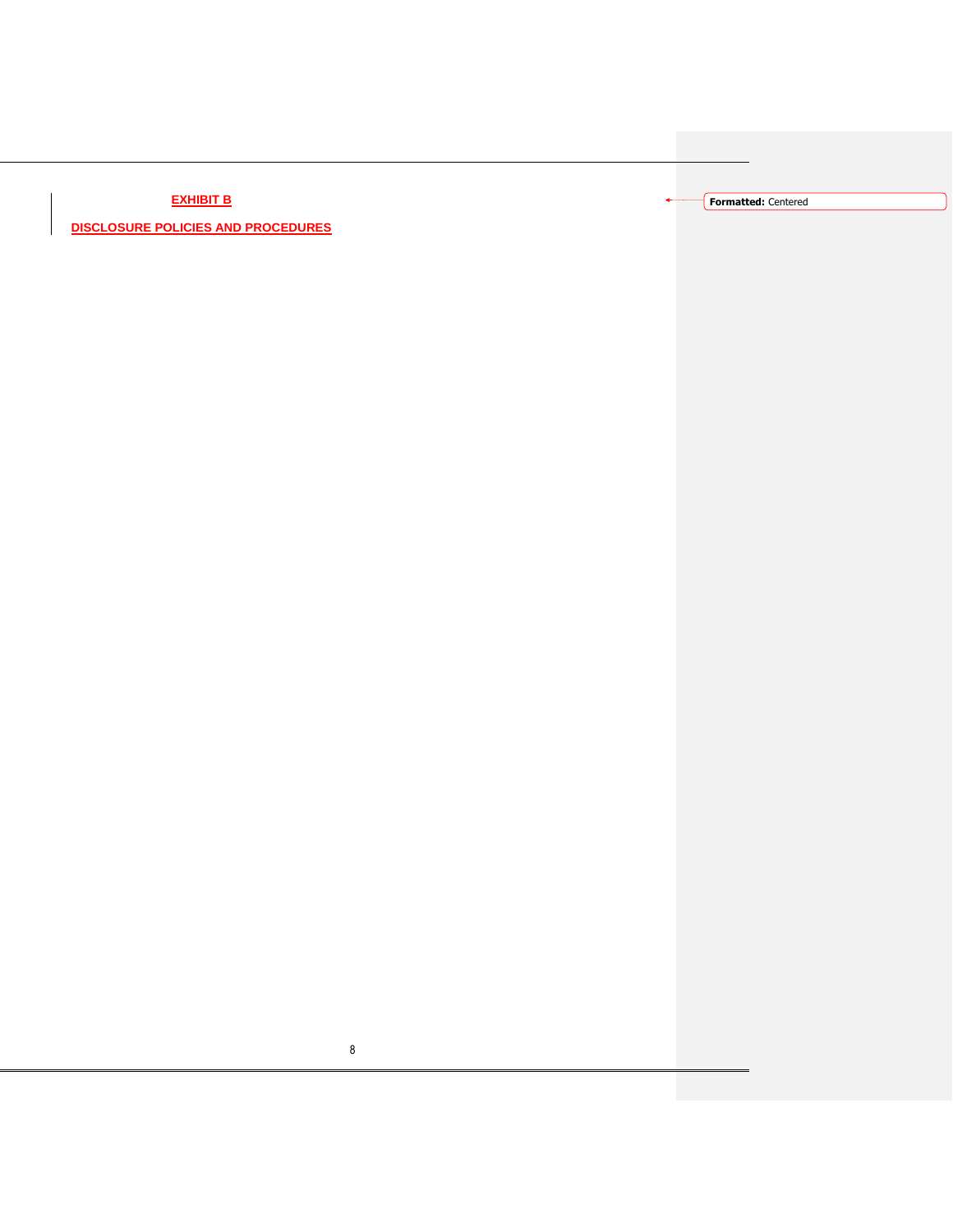**EXHIBIT B**

**DISCLOSURE POLICIES AND PROCEDURES**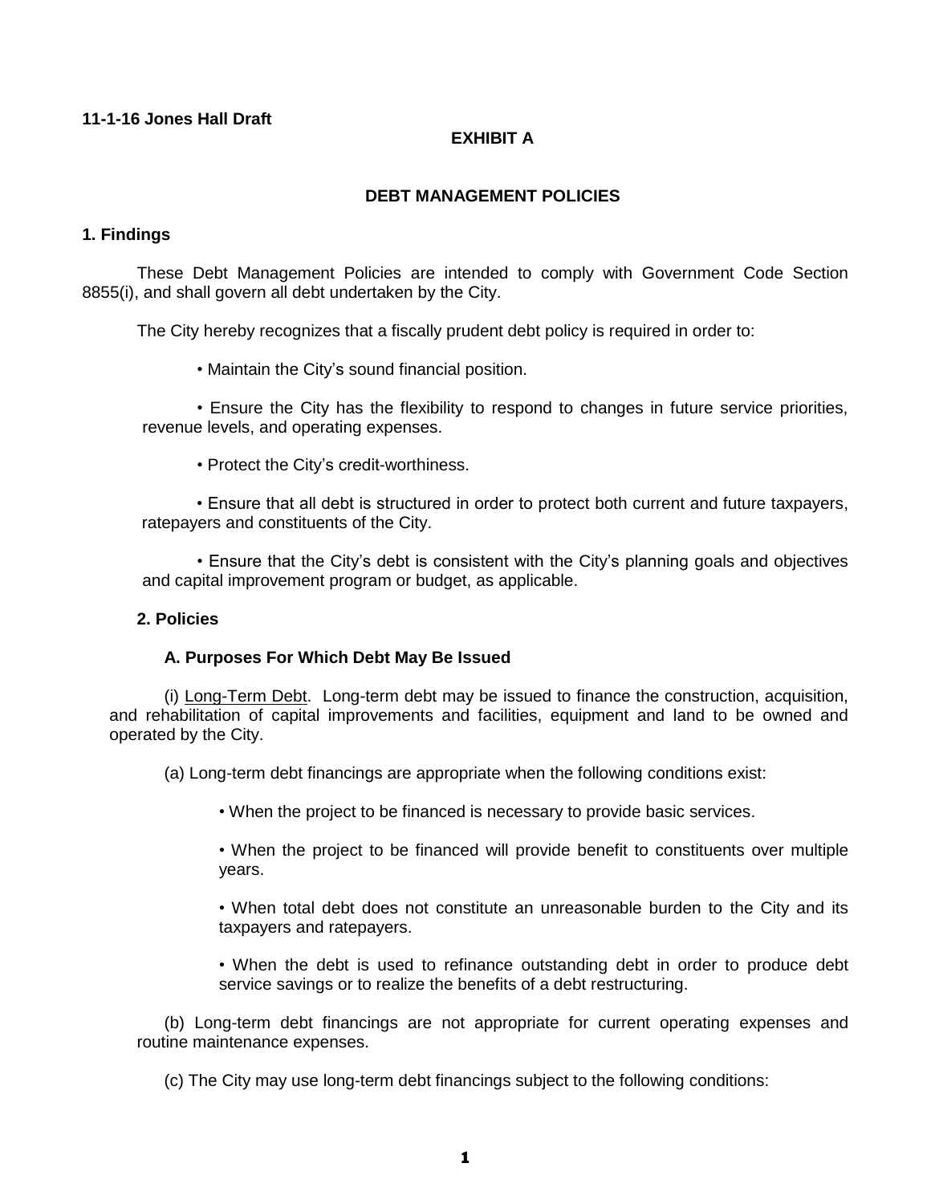**11-1-16 Jones Hall Draft**

**EXHIBIT A**

## DEBT MANAGEMENT POLICIES

### 1. Findings

These Debt Management Policies are intended to comply with Government Code Section 8855(i), and shall govern all debt undertaken by the City.

The City hereby recognizes that a fiscally prudent debt policy is required in order to:

• Maintain the City's sound financial position.

• Ensure the City has the flexibility to respond to changes in future service priorities, revenue levels, and operating expenses.

• Protect the City's credit-worthiness.

• Ensure that all debt is structured in order to protect both current and future taxpayers, ratepayers and constituents of the City.

• Ensure that the City's debt is consistent with the City's planning goals and objectives and capital improvement program or budget, as applicable.

### 2. Policies

#### A. Purposes For Which Debt May Be Issued

(i) Long-Term Debt. Long-term debt may be issued to finance the construction, acquisition, and rehabilitation of capital improvements and facilities, equipment and land to be owned and operated by the City.

(a) Long-term debt financings are appropriate when the following conditions exist:

• When the project to be financed is necessary to provide basic services.

• When the project to be financed will provide benefit to constituents over multiple years.

• When total debt does not constitute an unreasonable burden to the City and its taxpayers and ratepayers.

• When the debt is used to refinance outstanding debt in order to produce debt service savings or to realize the benefits of a debt restructuring.

(b) Long-term debt financings are not appropriate for current operating expenses and routine maintenance expenses.

(c) The City may use long-term debt financings subject to the following conditions: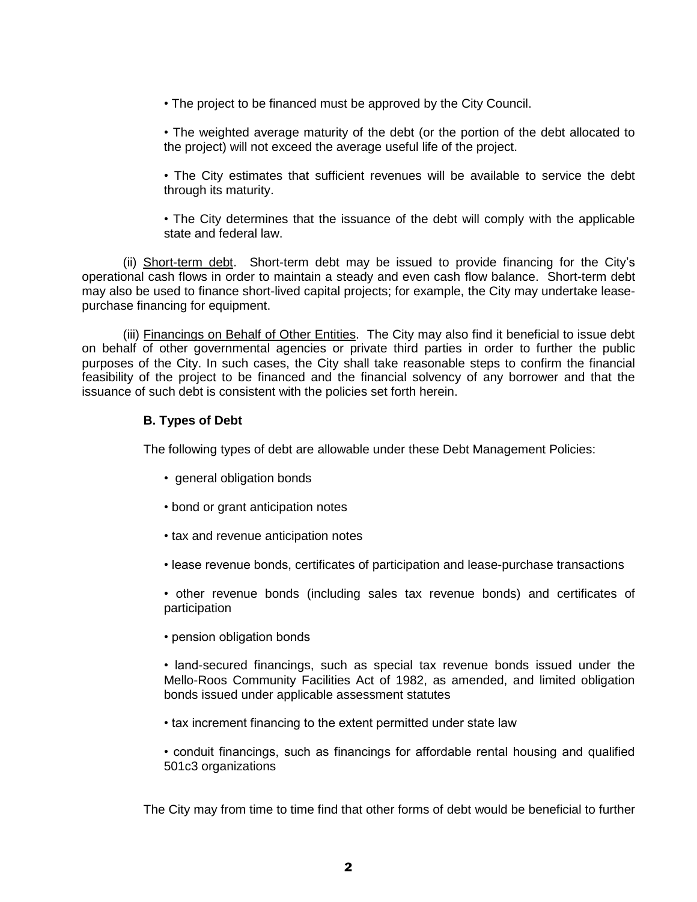- The project to be financed must be approved by the City Council.
- The weighted average maturity of the debt (or the portion of the debt allocated to the project) will not exceed the average useful life of the project.
- The City estimates that sufficient revenues will be available to service the debt through its maturity.
- The City determines that the issuance of the debt will comply with the applicable state and federal law.

(ii) Short-term debt. Short-term debt may be issued to provide financing for the City's operational cash flows in order to maintain a steady and even cash flow balance. Short-term debt may also be used to finance short-lived capital projects; for example, the City may undertake lease-purchase financing for equipment.

(iii) Financings on Behalf of Other Entities. The City may also find it beneficial to issue debt on behalf of other governmental agencies or private third parties in order to further the public purposes of the City. In such cases, the City shall take reasonable steps to confirm the financial feasibility of the project to be financed and the financial solvency of any borrower and that the issuance of such debt is consistent with the policies set forth herein.

**B. Types of Debt**

The following types of debt are allowable under these Debt Management Policies:

- general obligation bonds
- bond or grant anticipation notes
- tax and revenue anticipation notes
- lease revenue bonds, certificates of participation and lease-purchase transactions
- other revenue bonds (including sales tax revenue bonds) and certificates of participation
- pension obligation bonds
- land-secured financings, such as special tax revenue bonds issued under the Mello-Roos Community Facilities Act of 1982, as amended, and limited obligation bonds issued under applicable assessment statutes
- tax increment financing to the extent permitted under state law
- conduit financings, such as financings for affordable rental housing and qualified 501c3 organizations

The City may from time to time find that other forms of debt would be beneficial to further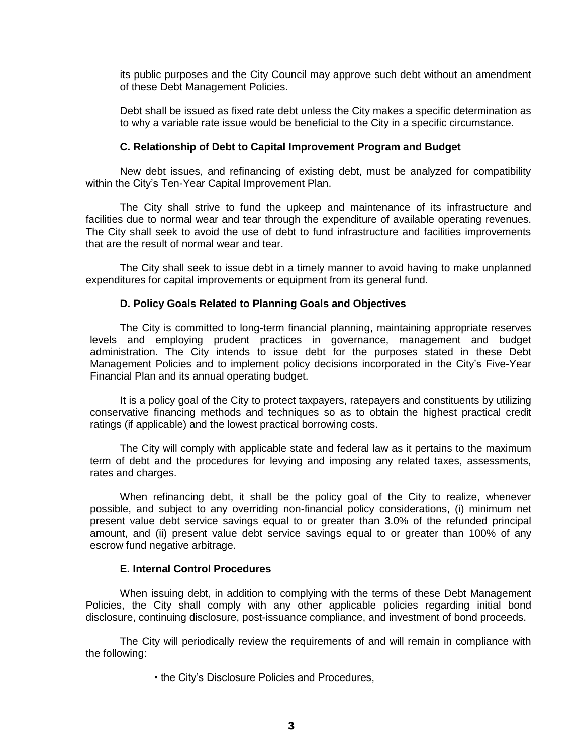its public purposes and the City Council may approve such debt without an amendment of these Debt Management Policies.

Debt shall be issued as fixed rate debt unless the City makes a specific determination as to why a variable rate issue would be beneficial to the City in a specific circumstance.

### C. Relationship of Debt to Capital Improvement Program and Budget

New debt issues, and refinancing of existing debt, must be analyzed for compatibility within the City's Ten-Year Capital Improvement Plan.

The City shall strive to fund the upkeep and maintenance of its infrastructure and facilities due to normal wear and tear through the expenditure of available operating revenues. The City shall seek to avoid the use of debt to fund infrastructure and facilities improvements that are the result of normal wear and tear.

The City shall seek to issue debt in a timely manner to avoid having to make unplanned expenditures for capital improvements or equipment from its general fund.

### D. Policy Goals Related to Planning Goals and Objectives

The City is committed to long-term financial planning, maintaining appropriate reserves levels and employing prudent practices in governance, management and budget administration. The City intends to issue debt for the purposes stated in these Debt Management Policies and to implement policy decisions incorporated in the City's Five-Year Financial Plan and its annual operating budget.

It is a policy goal of the City to protect taxpayers, ratepayers and constituents by utilizing conservative financing methods and techniques so as to obtain the highest practical credit ratings (if applicable) and the lowest practical borrowing costs.

The City will comply with applicable state and federal law as it pertains to the maximum term of debt and the procedures for levying and imposing any related taxes, assessments, rates and charges.

When refinancing debt, it shall be the policy goal of the City to realize, whenever possible, and subject to any overriding non-financial policy considerations, (i) minimum net present value debt service savings equal to or greater than 3.0% of the refunded principal amount, and (ii) present value debt service savings equal to or greater than 100% of any escrow fund negative arbitrage.

### E. Internal Control Procedures

When issuing debt, in addition to complying with the terms of these Debt Management Policies, the City shall comply with any other applicable policies regarding initial bond disclosure, continuing disclosure, post-issuance compliance, and investment of bond proceeds.

The City will periodically review the requirements of and will remain in compliance with the following:

- the City's Disclosure Policies and Procedures,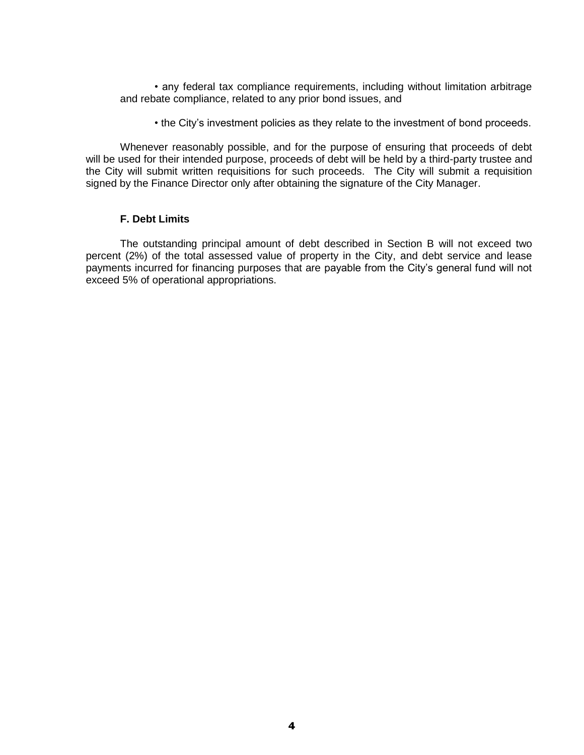- any federal tax compliance requirements, including without limitation arbitrage and rebate compliance, related to any prior bond issues, and

- the City's investment policies as they relate to the investment of bond proceeds.

Whenever reasonably possible, and for the purpose of ensuring that proceeds of debt will be used for their intended purpose, proceeds of debt will be held by a third-party trustee and the City will submit written requisitions for such proceeds. The City will submit a requisition signed by the Finance Director only after obtaining the signature of the City Manager.

**F. Debt Limits**

The outstanding principal amount of debt described in Section B will not exceed two percent (2%) of the total assessed value of property in the City, and debt service and lease payments incurred for financing purposes that are payable from the City's general fund will not exceed 5% of operational appropriations.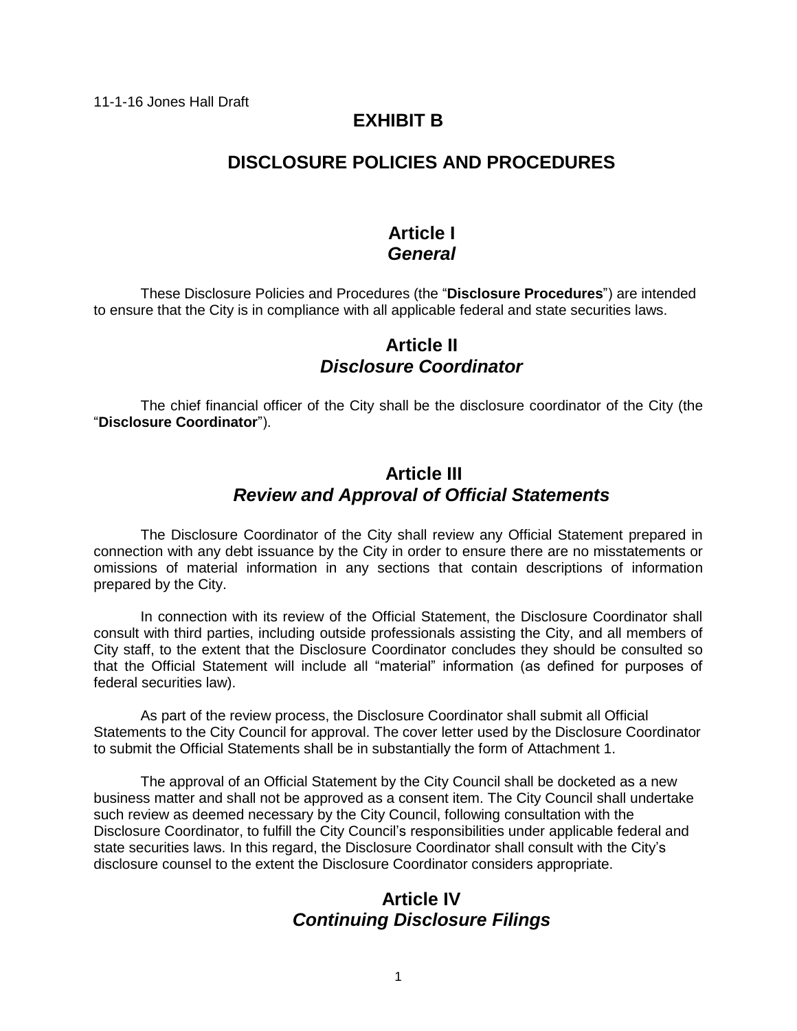11-1-16 Jones Hall Draft

# EXHIBIT B

# DISCLOSURE POLICIES AND PROCEDURES

## Article I
## *General*

These Disclosure Policies and Procedures (the "**Disclosure Procedures**") are intended to ensure that the City is in compliance with all applicable federal and state securities laws.

## Article II
## *Disclosure Coordinator*

The chief financial officer of the City shall be the disclosure coordinator of the City (the "**Disclosure Coordinator**").

## Article III
## *Review and Approval of Official Statements*

The Disclosure Coordinator of the City shall review any Official Statement prepared in connection with any debt issuance by the City in order to ensure there are no misstatements or omissions of material information in any sections that contain descriptions of information prepared by the City.

In connection with its review of the Official Statement, the Disclosure Coordinator shall consult with third parties, including outside professionals assisting the City, and all members of City staff, to the extent that the Disclosure Coordinator concludes they should be consulted so that the Official Statement will include all "material" information (as defined for purposes of federal securities law).

As part of the review process, the Disclosure Coordinator shall submit all Official Statements to the City Council for approval. The cover letter used by the Disclosure Coordinator to submit the Official Statements shall be in substantially the form of Attachment 1.

The approval of an Official Statement by the City Council shall be docketed as a new business matter and shall not be approved as a consent item. The City Council shall undertake such review as deemed necessary by the City Council, following consultation with the Disclosure Coordinator, to fulfill the City Council's responsibilities under applicable federal and state securities laws. In this regard, the Disclosure Coordinator shall consult with the City's disclosure counsel to the extent the Disclosure Coordinator considers appropriate.

## Article IV
## *Continuing Disclosure Filings*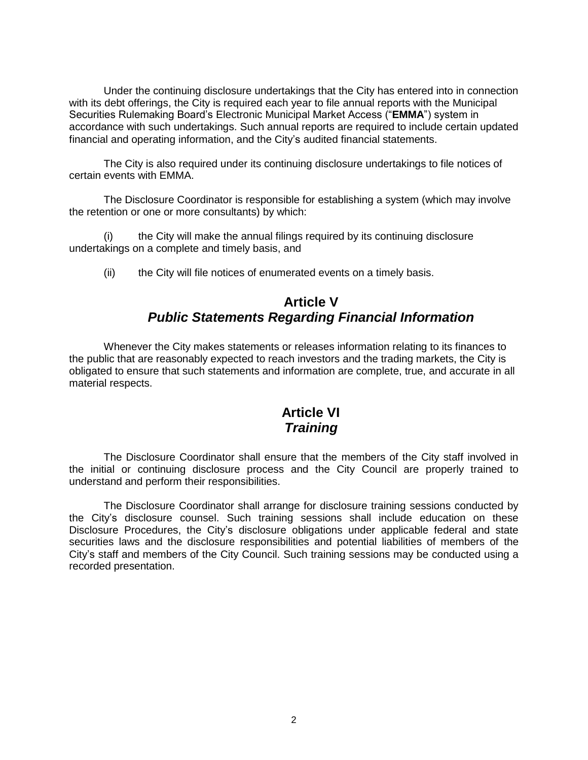Under the continuing disclosure undertakings that the City has entered into in connection with its debt offerings, the City is required each year to file annual reports with the Municipal Securities Rulemaking Board's Electronic Municipal Market Access ("**EMMA**") system in accordance with such undertakings. Such annual reports are required to include certain updated financial and operating information, and the City's audited financial statements.

The City is also required under its continuing disclosure undertakings to file notices of certain events with EMMA.

The Disclosure Coordinator is responsible for establishing a system (which may involve the retention or one or more consultants) by which:

(i) the City will make the annual filings required by its continuing disclosure undertakings on a complete and timely basis, and

(ii) the City will file notices of enumerated events on a timely basis.

## Article V
## *Public Statements Regarding Financial Information*

Whenever the City makes statements or releases information relating to its finances to the public that are reasonably expected to reach investors and the trading markets, the City is obligated to ensure that such statements and information are complete, true, and accurate in all material respects.

## Article VI
## *Training*

The Disclosure Coordinator shall ensure that the members of the City staff involved in the initial or continuing disclosure process and the City Council are properly trained to understand and perform their responsibilities.

The Disclosure Coordinator shall arrange for disclosure training sessions conducted by the City's disclosure counsel. Such training sessions shall include education on these Disclosure Procedures, the City's disclosure obligations under applicable federal and state securities laws and the disclosure responsibilities and potential liabilities of members of the City's staff and members of the City Council. Such training sessions may be conducted using a recorded presentation.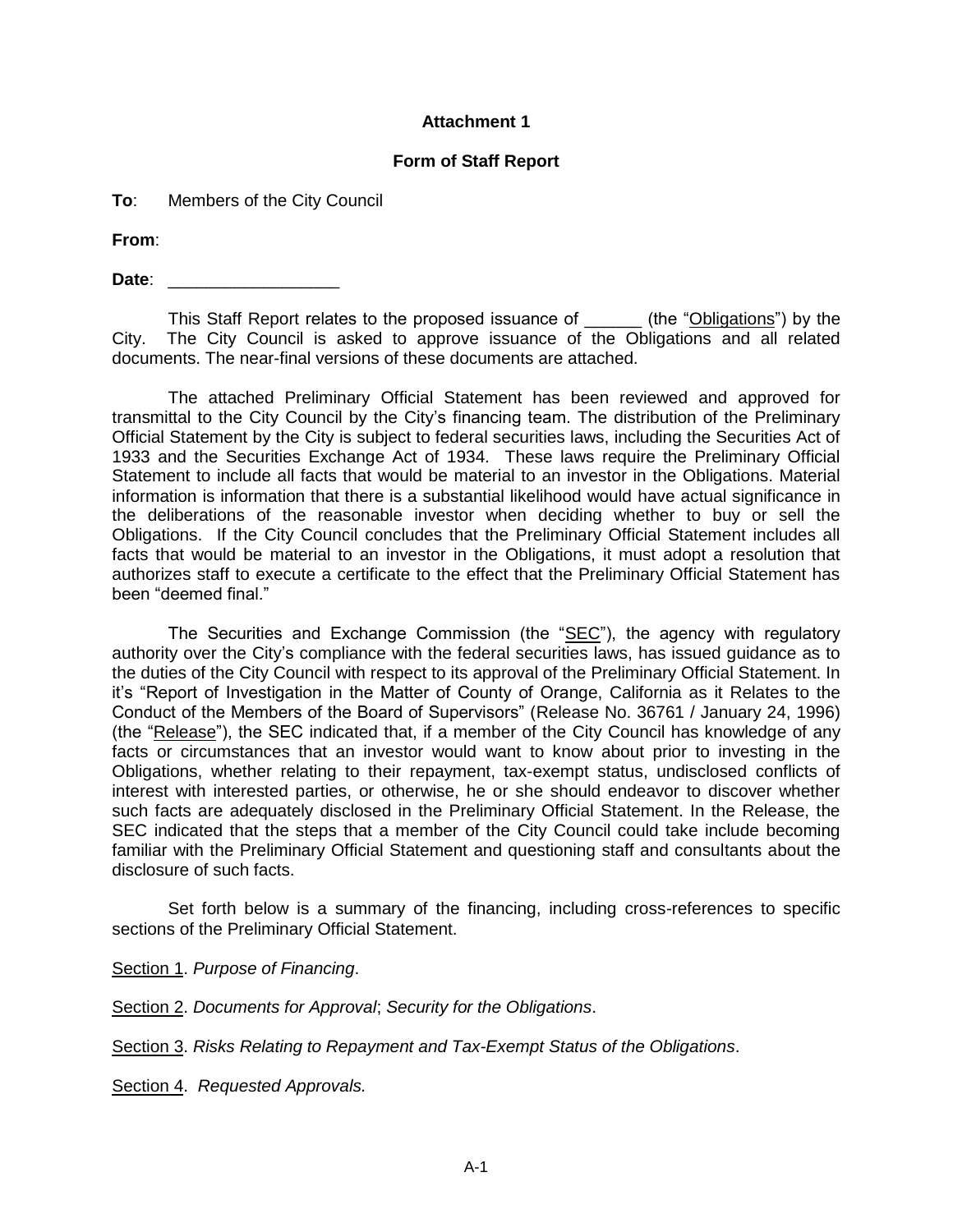**Attachment 1**

**Form of Staff Report**

**To**: Members of the City Council

**From**:

**Date**: __________________

This Staff Report relates to the proposed issuance of ______ (the "Obligations") by the City. The City Council is asked to approve issuance of the Obligations and all related documents. The near-final versions of these documents are attached.

The attached Preliminary Official Statement has been reviewed and approved for transmittal to the City Council by the City's financing team. The distribution of the Preliminary Official Statement by the City is subject to federal securities laws, including the Securities Act of 1933 and the Securities Exchange Act of 1934. These laws require the Preliminary Official Statement to include all facts that would be material to an investor in the Obligations. Material information is information that there is a substantial likelihood would have actual significance in the deliberations of the reasonable investor when deciding whether to buy or sell the Obligations. If the City Council concludes that the Preliminary Official Statement includes all facts that would be material to an investor in the Obligations, it must adopt a resolution that authorizes staff to execute a certificate to the effect that the Preliminary Official Statement has been "deemed final."

The Securities and Exchange Commission (the "SEC"), the agency with regulatory authority over the City's compliance with the federal securities laws, has issued guidance as to the duties of the City Council with respect to its approval of the Preliminary Official Statement. In it's "Report of Investigation in the Matter of County of Orange, California as it Relates to the Conduct of the Members of the Board of Supervisors" (Release No. 36761 / January 24, 1996) (the "Release"), the SEC indicated that, if a member of the City Council has knowledge of any facts or circumstances that an investor would want to know about prior to investing in the Obligations, whether relating to their repayment, tax-exempt status, undisclosed conflicts of interest with interested parties, or otherwise, he or she should endeavor to discover whether such facts are adequately disclosed in the Preliminary Official Statement. In the Release, the SEC indicated that the steps that a member of the City Council could take include becoming familiar with the Preliminary Official Statement and questioning staff and consultants about the disclosure of such facts.

Set forth below is a summary of the financing, including cross-references to specific sections of the Preliminary Official Statement.

Section 1. *Purpose of Financing*.

Section 2. *Documents for Approval*; *Security for the Obligations*.

Section 3. *Risks Relating to Repayment and Tax-Exempt Status of the Obligations*.

Section 4. *Requested Approvals.*